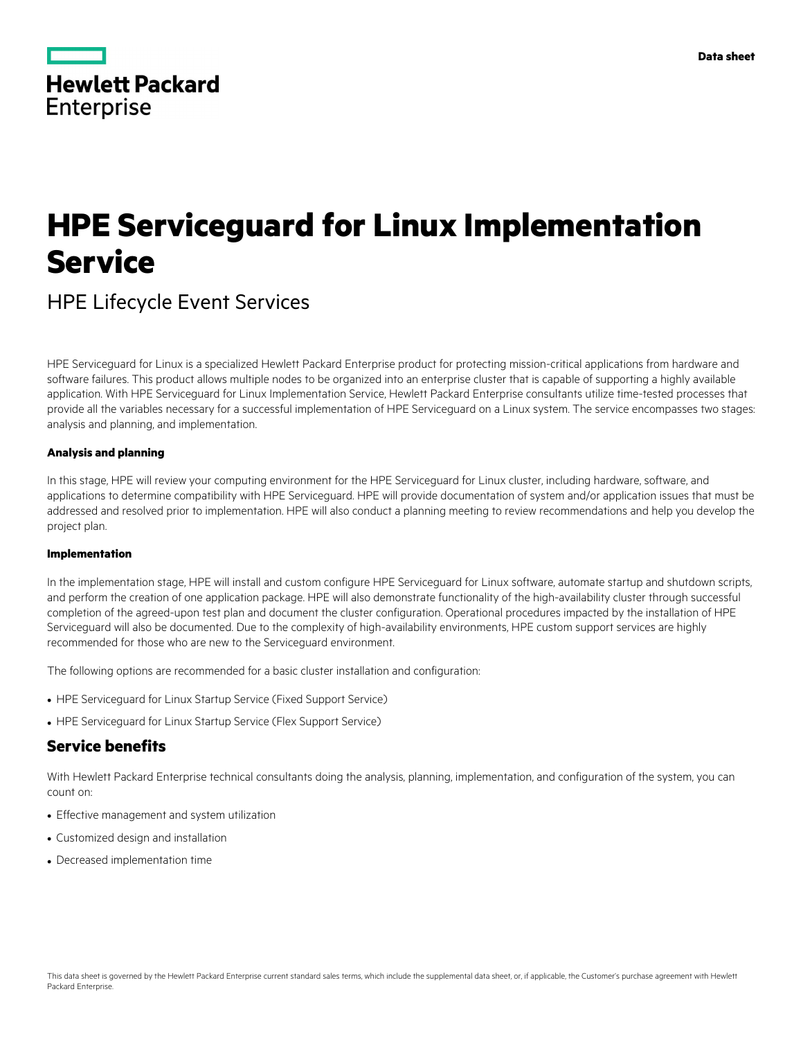Hewlett Packard Enterprise

Data sheet

# HPE Serviceguard for Linux Implementation Service

HPE Lifecycle Event Services

HPE Serviceguard for Linux is a specialized Hewlett Packard Enterprise product for protecting mission-critical applications from hardware and software failures. This product allows multiple nodes to be organized into an enterprise cluster that is capable of supporting a highly available application. With HPE Serviceguard for Linux Implementation Service, Hewlett Packard Enterprise consultants utilize time-tested processes that provide all the variables necessary for a successful implementation of HPE Serviceguard on a Linux system. The service encompasses two stages: analysis and planning, and implementation.

**Analysis and planning**

In this stage, HPE will review your computing environment for the HPE Serviceguard for Linux cluster, including hardware, software, and applications to determine compatibility with HPE Serviceguard. HPE will provide documentation of system and/or application issues that must be addressed and resolved prior to implementation. HPE will also conduct a planning meeting to review recommendations and help you develop the project plan.

**Implementation**

In the implementation stage, HPE will install and custom configure HPE Serviceguard for Linux software, automate startup and shutdown scripts, and perform the creation of one application package. HPE will also demonstrate functionality of the high-availability cluster through successful completion of the agreed-upon test plan and document the cluster configuration. Operational procedures impacted by the installation of HPE Serviceguard will also be documented. Due to the complexity of high-availability environments, HPE custom support services are highly recommended for those who are new to the Serviceguard environment.

The following options are recommended for a basic cluster installation and configuration:

- HPE Serviceguard for Linux Startup Service (Fixed Support Service)
- HPE Serviceguard for Linux Startup Service (Flex Support Service)

## Service benefits

With Hewlett Packard Enterprise technical consultants doing the analysis, planning, implementation, and configuration of the system, you can count on:

- Effective management and system utilization
- Customized design and installation
- Decreased implementation time

This data sheet is governed by the Hewlett Packard Enterprise current standard sales terms, which include the supplemental data sheet, or, if applicable, the Customer's purchase agreement with Hewlett Packard Enterprise.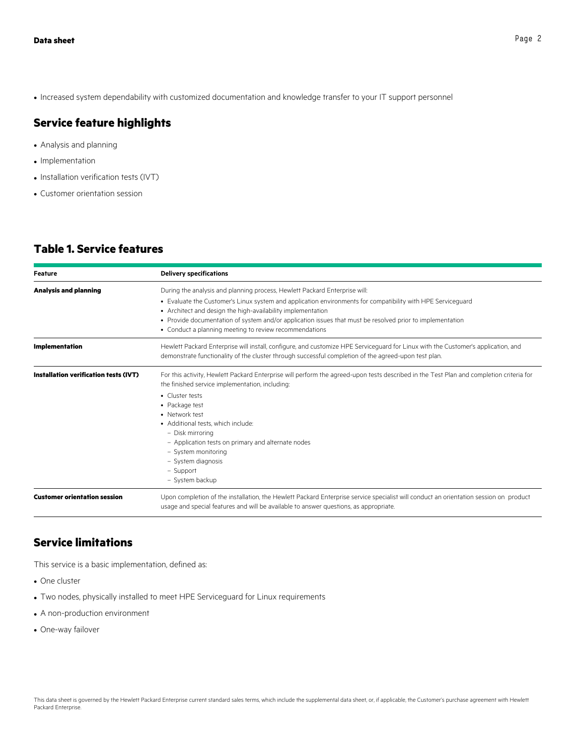- Increased system dependability with customized documentation and knowledge transfer to your IT support personnel

## Service feature highlights

- Analysis and planning
- Implementation
- Installation verification tests (IVT)
- Customer orientation session

## Table 1. Service features

| Feature | Delivery specifications |
|---|---|
| **Analysis and planning** | During the analysis and planning process, Hewlett Packard Enterprise will:<br>• Evaluate the Customer's Linux system and application environments for compatibility with HPE Serviceguard<br>• Architect and design the high-availability implementation<br>• Provide documentation of system and/or application issues that must be resolved prior to implementation<br>• Conduct a planning meeting to review recommendations |
| **Implementation** | Hewlett Packard Enterprise will install, configure, and customize HPE Serviceguard for Linux with the Customer's application, and demonstrate functionality of the cluster through successful completion of the agreed-upon test plan. |
| **Installation verification tests (IVT)** | For this activity, Hewlett Packard Enterprise will perform the agreed-upon tests described in the Test Plan and completion criteria for the finished service implementation, including:<br>• Cluster tests<br>• Package test<br>• Network test<br>• Additional tests, which include:<br>– Disk mirroring<br>– Application tests on primary and alternate nodes<br>– System monitoring<br>– System diagnosis<br>– Support<br>– System backup |
| **Customer orientation session** | Upon completion of the installation, the Hewlett Packard Enterprise service specialist will conduct an orientation session on product usage and special features and will be available to answer questions, as appropriate. |

## Service limitations

This service is a basic implementation, defined as:

- One cluster
- Two nodes, physically installed to meet HPE Serviceguard for Linux requirements
- A non-production environment
- One-way failover

This data sheet is governed by the Hewlett Packard Enterprise current standard sales terms, which include the supplemental data sheet, or, if applicable, the Customer's purchase agreement with Hewlett Packard Enterprise.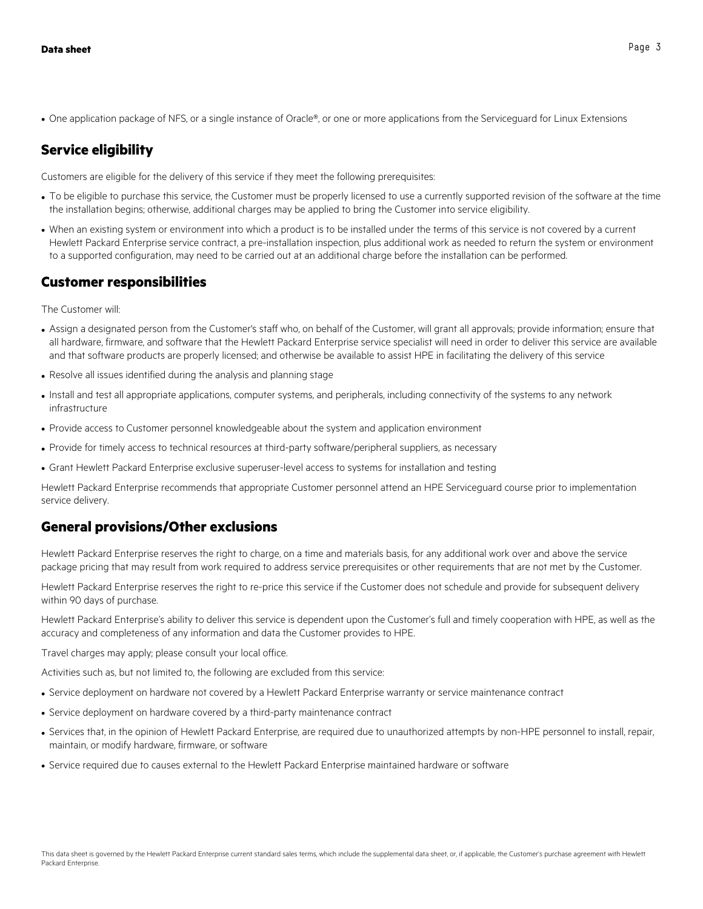- One application package of NFS, or a single instance of Oracle®, or one or more applications from the Serviceguard for Linux Extensions

## Service eligibility

Customers are eligible for the delivery of this service if they meet the following prerequisites:

- To be eligible to purchase this service, the Customer must be properly licensed to use a currently supported revision of the software at the time the installation begins; otherwise, additional charges may be applied to bring the Customer into service eligibility.
- When an existing system or environment into which a product is to be installed under the terms of this service is not covered by a current Hewlett Packard Enterprise service contract, a pre-installation inspection, plus additional work as needed to return the system or environment to a supported configuration, may need to be carried out at an additional charge before the installation can be performed.

## Customer responsibilities

The Customer will:

- Assign a designated person from the Customer's staff who, on behalf of the Customer, will grant all approvals; provide information; ensure that all hardware, firmware, and software that the Hewlett Packard Enterprise service specialist will need in order to deliver this service are available and that software products are properly licensed; and otherwise be available to assist HPE in facilitating the delivery of this service
- Resolve all issues identified during the analysis and planning stage
- Install and test all appropriate applications, computer systems, and peripherals, including connectivity of the systems to any network infrastructure
- Provide access to Customer personnel knowledgeable about the system and application environment
- Provide for timely access to technical resources at third-party software/peripheral suppliers, as necessary
- Grant Hewlett Packard Enterprise exclusive superuser-level access to systems for installation and testing

Hewlett Packard Enterprise recommends that appropriate Customer personnel attend an HPE Serviceguard course prior to implementation service delivery.

## General provisions/Other exclusions

Hewlett Packard Enterprise reserves the right to charge, on a time and materials basis, for any additional work over and above the service package pricing that may result from work required to address service prerequisites or other requirements that are not met by the Customer.

Hewlett Packard Enterprise reserves the right to re-price this service if the Customer does not schedule and provide for subsequent delivery within 90 days of purchase.

Hewlett Packard Enterprise's ability to deliver this service is dependent upon the Customer's full and timely cooperation with HPE, as well as the accuracy and completeness of any information and data the Customer provides to HPE.

Travel charges may apply; please consult your local office.

Activities such as, but not limited to, the following are excluded from this service:

- Service deployment on hardware not covered by a Hewlett Packard Enterprise warranty or service maintenance contract
- Service deployment on hardware covered by a third-party maintenance contract
- Services that, in the opinion of Hewlett Packard Enterprise, are required due to unauthorized attempts by non-HPE personnel to install, repair, maintain, or modify hardware, firmware, or software
- Service required due to causes external to the Hewlett Packard Enterprise maintained hardware or software

This data sheet is governed by the Hewlett Packard Enterprise current standard sales terms, which include the supplemental data sheet, or, if applicable, the Customer's purchase agreement with Hewlett Packard Enterprise.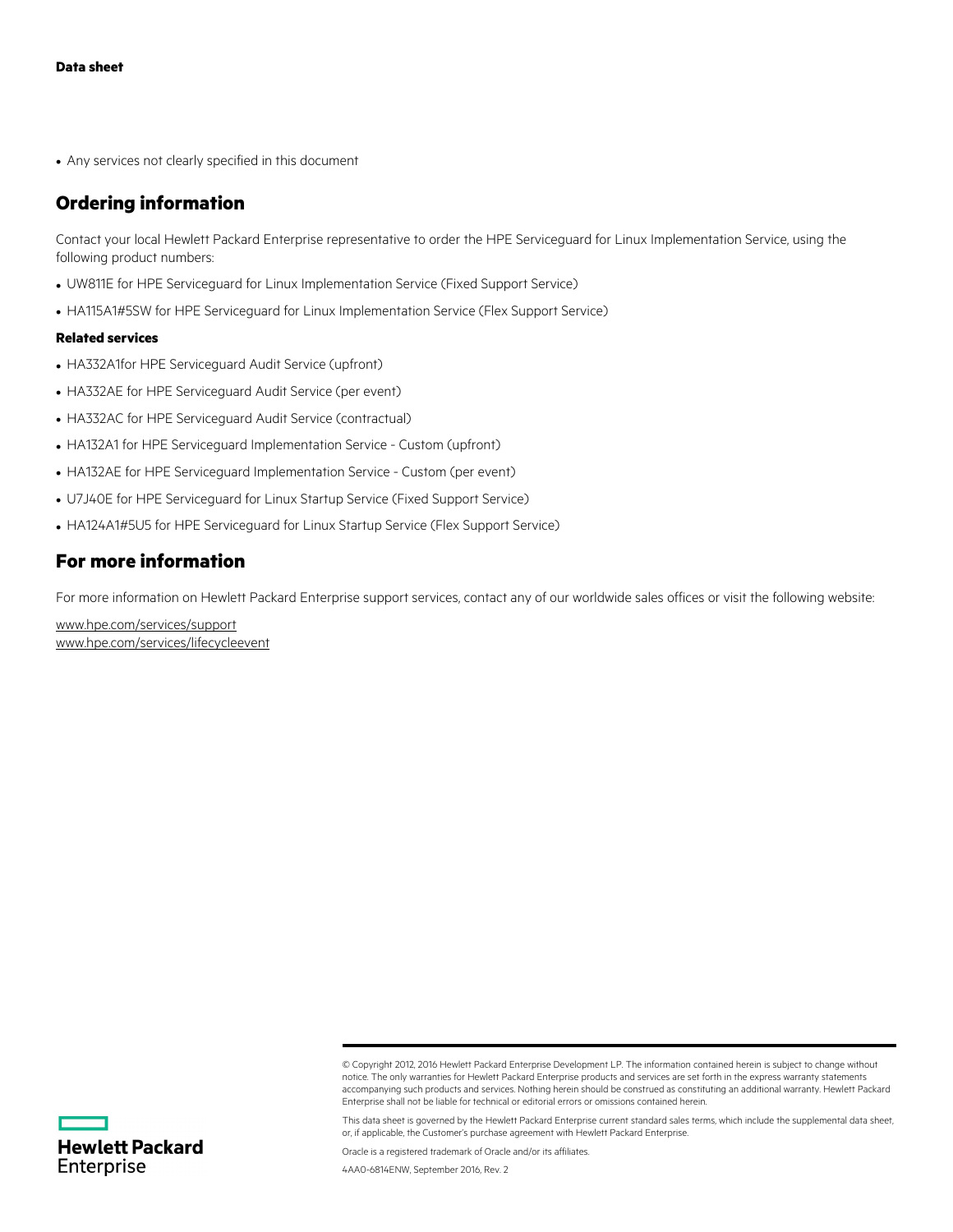- Any services not clearly specified in this document

## Ordering information

Contact your local Hewlett Packard Enterprise representative to order the HPE Serviceguard for Linux Implementation Service, using the following product numbers:

- UW811E for HPE Serviceguard for Linux Implementation Service (Fixed Support Service)
- HA115A1#5SW for HPE Serviceguard for Linux Implementation Service (Flex Support Service)

### Related services

- HA332A1for HPE Serviceguard Audit Service (upfront)
- HA332AE for HPE Serviceguard Audit Service (per event)
- HA332AC for HPE Serviceguard Audit Service (contractual)
- HA132A1 for HPE Serviceguard Implementation Service - Custom (upfront)
- HA132AE for HPE Serviceguard Implementation Service - Custom (per event)
- U7J40E for HPE Serviceguard for Linux Startup Service (Fixed Support Service)
- HA124A1#5U5 for HPE Serviceguard for Linux Startup Service (Flex Support Service)

## For more information

For more information on Hewlett Packard Enterprise support services, contact any of our worldwide sales offices or visit the following website:

www.hpe.com/services/support
www.hpe.com/services/lifecycleevent

© Copyright 2012, 2016 Hewlett Packard Enterprise Development LP. The information contained herein is subject to change without notice. The only warranties for Hewlett Packard Enterprise products and services are set forth in the express warranty statements accompanying such products and services. Nothing herein should be construed as constituting an additional warranty. Hewlett Packard Enterprise shall not be liable for technical or editorial errors or omissions contained herein.

This data sheet is governed by the Hewlett Packard Enterprise current standard sales terms, which include the supplemental data sheet, or, if applicable, the Customer's purchase agreement with Hewlett Packard Enterprise.

Oracle is a registered trademark of Oracle and/or its affiliates.

4AA0-6814ENW, September 2016, Rev. 2

Hewlett Packard Enterprise